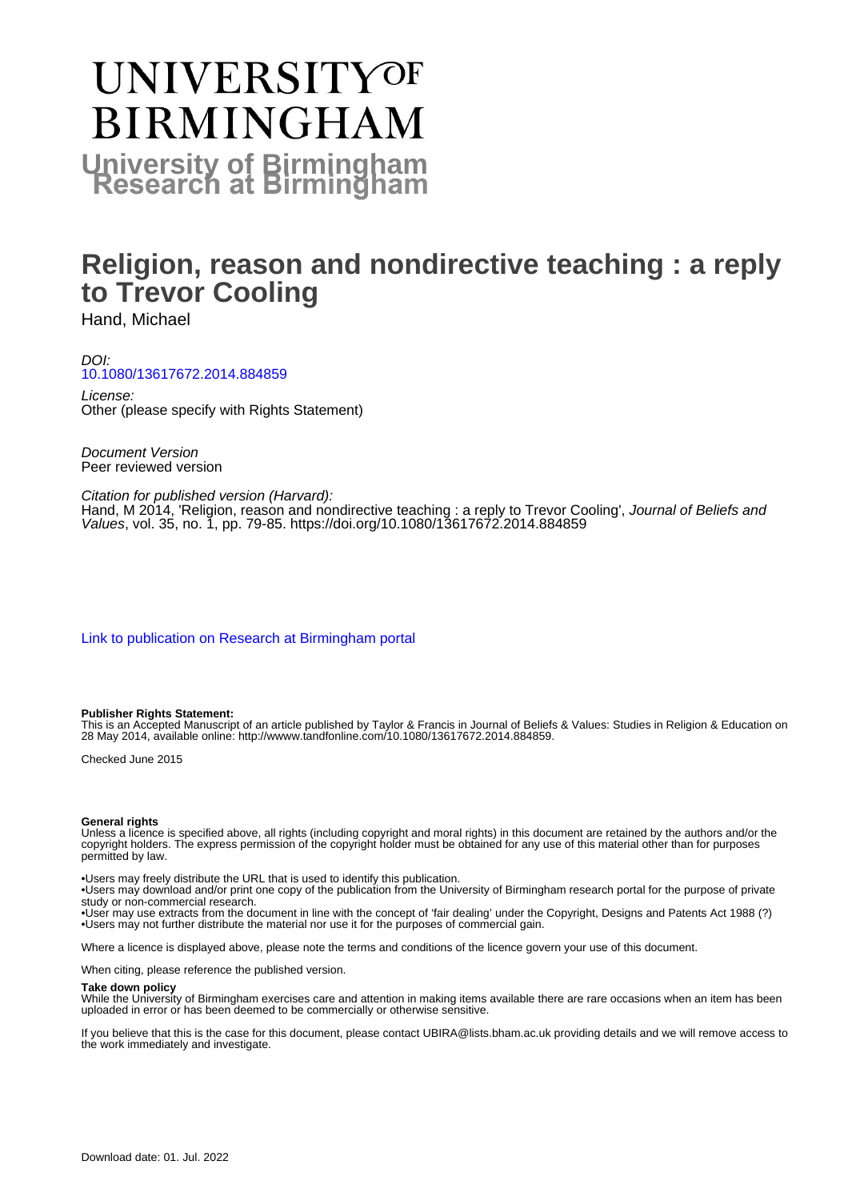# UNIVERSITY OF BIRMINGHAM

**University of Birmingham Research at Birmingham**

# Religion, reason and nondirective teaching : a reply to Trevor Cooling

Hand, Michael

*DOI:*
[10.1080/13617672.2014.884859](https://doi.org/10.1080/13617672.2014.884859)

*License:*
Other (please specify with Rights Statement)

*Document Version*
Peer reviewed version

*Citation for published version (Harvard):*
Hand, M 2014, 'Religion, reason and nondirective teaching : a reply to Trevor Cooling', *Journal of Beliefs and Values*, vol. 35, no. 1, pp. 79-85. https://doi.org/10.1080/13617672.2014.884859

[Link to publication on Research at Birmingham portal](#)

**Publisher Rights Statement:**
This is an Accepted Manuscript of an article published by Taylor & Francis in Journal of Beliefs & Values: Studies in Religion & Education on 28 May 2014, available online: http://wwww.tandfonline.com/10.1080/13617672.2014.884859.

Checked June 2015

**General rights**
Unless a licence is specified above, all rights (including copyright and moral rights) in this document are retained by the authors and/or the copyright holders. The express permission of the copyright holder must be obtained for any use of this material other than for purposes permitted by law.

•Users may freely distribute the URL that is used to identify this publication.
•Users may download and/or print one copy of the publication from the University of Birmingham research portal for the purpose of private study or non-commercial research.
•User may use extracts from the document in line with the concept of 'fair dealing' under the Copyright, Designs and Patents Act 1988 (?)
•Users may not further distribute the material nor use it for the purposes of commercial gain.

Where a licence is displayed above, please note the terms and conditions of the licence govern your use of this document.

When citing, please reference the published version.

**Take down policy**
While the University of Birmingham exercises care and attention in making items available there are rare occasions when an item has been uploaded in error or has been deemed to be commercially or otherwise sensitive.

If you believe that this is the case for this document, please contact UBIRA@lists.bham.ac.uk providing details and we will remove access to the work immediately and investigate.

Download date: 01. Jul. 2022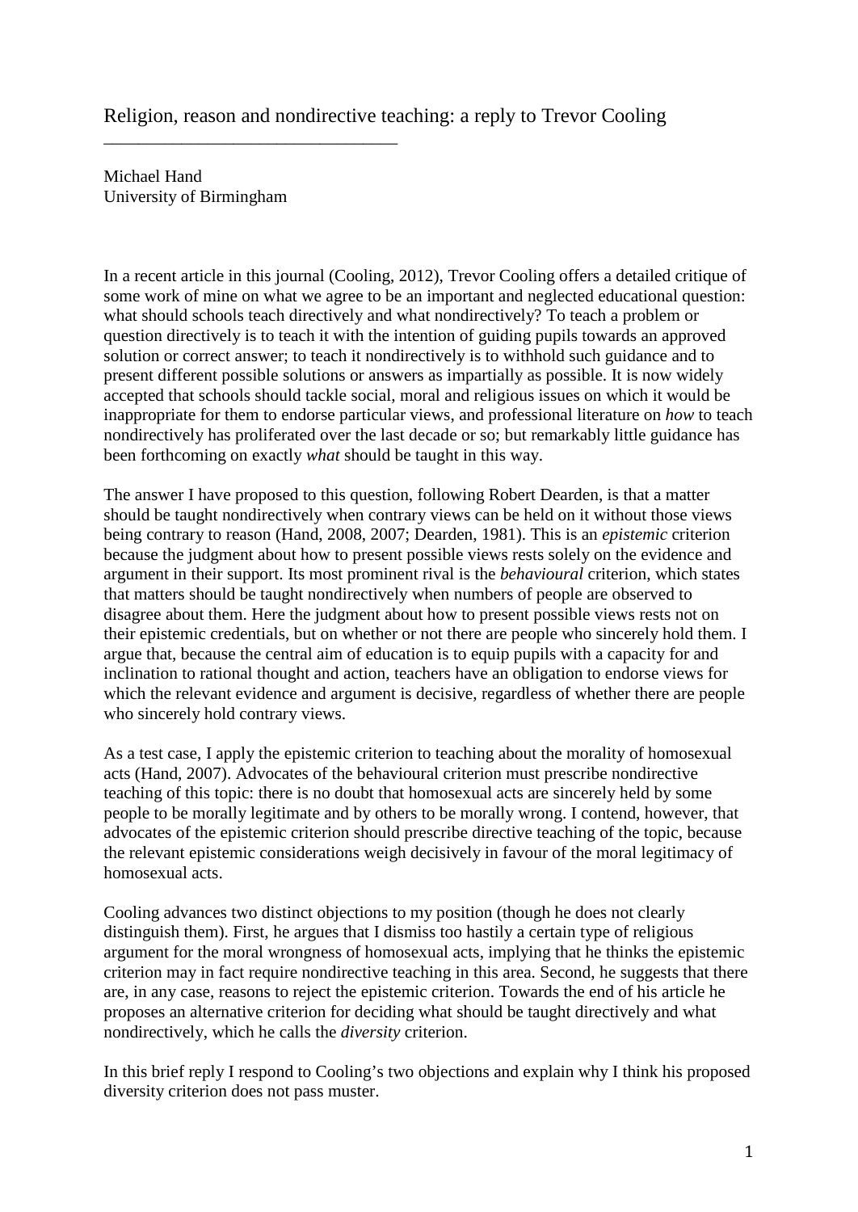# Religion, reason and nondirective teaching: a reply to Trevor Cooling

Michael Hand
University of Birmingham

In a recent article in this journal (Cooling, 2012), Trevor Cooling offers a detailed critique of some work of mine on what we agree to be an important and neglected educational question: what should schools teach directively and what nondirectively? To teach a problem or question directively is to teach it with the intention of guiding pupils towards an approved solution or correct answer; to teach it nondirectively is to withhold such guidance and to present different possible solutions or answers as impartially as possible. It is now widely accepted that schools should tackle social, moral and religious issues on which it would be inappropriate for them to endorse particular views, and professional literature on *how* to teach nondirectively has proliferated over the last decade or so; but remarkably little guidance has been forthcoming on exactly *what* should be taught in this way.

The answer I have proposed to this question, following Robert Dearden, is that a matter should be taught nondirectively when contrary views can be held on it without those views being contrary to reason (Hand, 2008, 2007; Dearden, 1981). This is an *epistemic* criterion because the judgment about how to present possible views rests solely on the evidence and argument in their support. Its most prominent rival is the *behavioural* criterion, which states that matters should be taught nondirectively when numbers of people are observed to disagree about them. Here the judgment about how to present possible views rests not on their epistemic credentials, but on whether or not there are people who sincerely hold them. I argue that, because the central aim of education is to equip pupils with a capacity for and inclination to rational thought and action, teachers have an obligation to endorse views for which the relevant evidence and argument is decisive, regardless of whether there are people who sincerely hold contrary views.

As a test case, I apply the epistemic criterion to teaching about the morality of homosexual acts (Hand, 2007). Advocates of the behavioural criterion must prescribe nondirective teaching of this topic: there is no doubt that homosexual acts are sincerely held by some people to be morally legitimate and by others to be morally wrong. I contend, however, that advocates of the epistemic criterion should prescribe directive teaching of the topic, because the relevant epistemic considerations weigh decisively in favour of the moral legitimacy of homosexual acts.

Cooling advances two distinct objections to my position (though he does not clearly distinguish them). First, he argues that I dismiss too hastily a certain type of religious argument for the moral wrongness of homosexual acts, implying that he thinks the epistemic criterion may in fact require nondirective teaching in this area. Second, he suggests that there are, in any case, reasons to reject the epistemic criterion. Towards the end of his article he proposes an alternative criterion for deciding what should be taught directively and what nondirectively, which he calls the *diversity* criterion.

In this brief reply I respond to Cooling's two objections and explain why I think his proposed diversity criterion does not pass muster.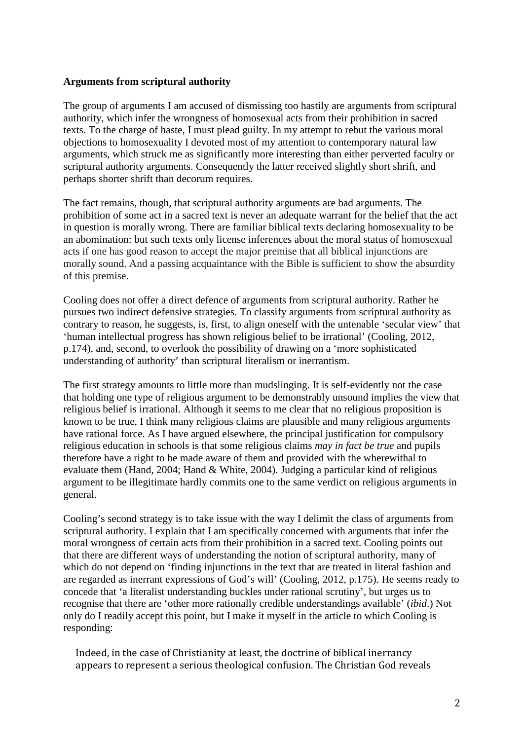**Arguments from scriptural authority**

The group of arguments I am accused of dismissing too hastily are arguments from scriptural authority, which infer the wrongness of homosexual acts from their prohibition in sacred texts. To the charge of haste, I must plead guilty. In my attempt to rebut the various moral objections to homosexuality I devoted most of my attention to contemporary natural law arguments, which struck me as significantly more interesting than either perverted faculty or scriptural authority arguments. Consequently the latter received slightly short shrift, and perhaps shorter shrift than decorum requires.

The fact remains, though, that scriptural authority arguments are bad arguments. The prohibition of some act in a sacred text is never an adequate warrant for the belief that the act in question is morally wrong. There are familiar biblical texts declaring homosexuality to be an abomination: but such texts only license inferences about the moral status of homosexual acts if one has good reason to accept the major premise that all biblical injunctions are morally sound. And a passing acquaintance with the Bible is sufficient to show the absurdity of this premise.

Cooling does not offer a direct defence of arguments from scriptural authority. Rather he pursues two indirect defensive strategies. To classify arguments from scriptural authority as contrary to reason, he suggests, is, first, to align oneself with the untenable 'secular view' that 'human intellectual progress has shown religious belief to be irrational' (Cooling, 2012, p.174), and, second, to overlook the possibility of drawing on a 'more sophisticated understanding of authority' than scriptural literalism or inerrantism.

The first strategy amounts to little more than mudslinging. It is self-evidently not the case that holding one type of religious argument to be demonstrably unsound implies the view that religious belief is irrational. Although it seems to me clear that no religious proposition is known to be true, I think many religious claims are plausible and many religious arguments have rational force. As I have argued elsewhere, the principal justification for compulsory religious education in schools is that some religious claims *may in fact be true* and pupils therefore have a right to be made aware of them and provided with the wherewithal to evaluate them (Hand, 2004; Hand & White, 2004). Judging a particular kind of religious argument to be illegitimate hardly commits one to the same verdict on religious arguments in general.

Cooling's second strategy is to take issue with the way I delimit the class of arguments from scriptural authority. I explain that I am specifically concerned with arguments that infer the moral wrongness of certain acts from their prohibition in a sacred text. Cooling points out that there are different ways of understanding the notion of scriptural authority, many of which do not depend on 'finding injunctions in the text that are treated in literal fashion and are regarded as inerrant expressions of God's will' (Cooling, 2012, p.175). He seems ready to concede that 'a literalist understanding buckles under rational scrutiny', but urges us to recognise that there are 'other more rationally credible understandings available' (*ibid*.) Not only do I readily accept this point, but I make it myself in the article to which Cooling is responding:

> Indeed, in the case of Christianity at least, the doctrine of biblical inerrancy appears to represent a serious theological confusion. The Christian God reveals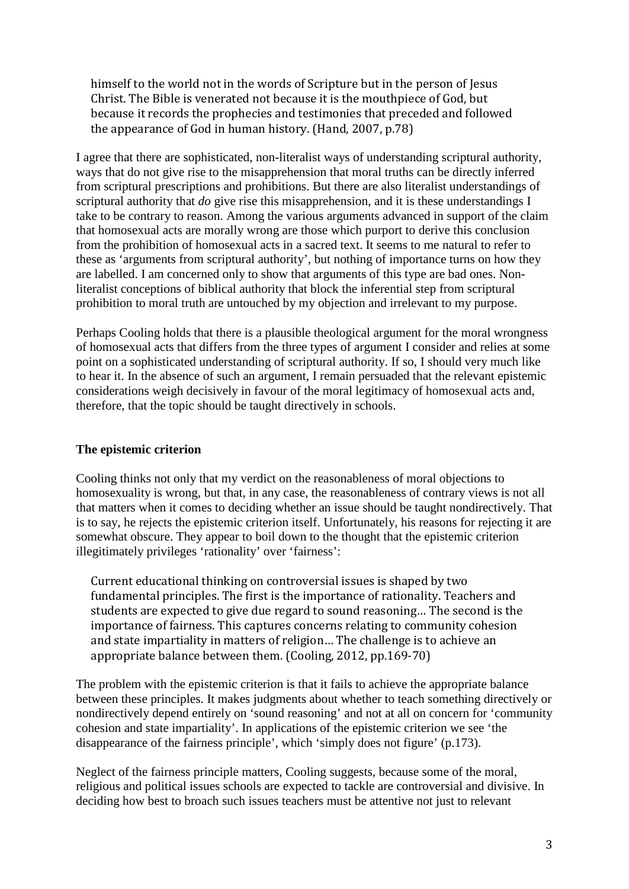> himself to the world not in the words of Scripture but in the person of Jesus Christ. The Bible is venerated not because it is the mouthpiece of God, but because it records the prophecies and testimonies that preceded and followed the appearance of God in human history. (Hand, 2007, p.78)

I agree that there are sophisticated, non-literalist ways of understanding scriptural authority, ways that do not give rise to the misapprehension that moral truths can be directly inferred from scriptural prescriptions and prohibitions. But there are also literalist understandings of scriptural authority that *do* give rise this misapprehension, and it is these understandings I take to be contrary to reason. Among the various arguments advanced in support of the claim that homosexual acts are morally wrong are those which purport to derive this conclusion from the prohibition of homosexual acts in a sacred text. It seems to me natural to refer to these as 'arguments from scriptural authority', but nothing of importance turns on how they are labelled. I am concerned only to show that arguments of this type are bad ones. Non-literalist conceptions of biblical authority that block the inferential step from scriptural prohibition to moral truth are untouched by my objection and irrelevant to my purpose.

Perhaps Cooling holds that there is a plausible theological argument for the moral wrongness of homosexual acts that differs from the three types of argument I consider and relies at some point on a sophisticated understanding of scriptural authority. If so, I should very much like to hear it. In the absence of such an argument, I remain persuaded that the relevant epistemic considerations weigh decisively in favour of the moral legitimacy of homosexual acts and, therefore, that the topic should be taught directively in schools.

**The epistemic criterion**

Cooling thinks not only that my verdict on the reasonableness of moral objections to homosexuality is wrong, but that, in any case, the reasonableness of contrary views is not all that matters when it comes to deciding whether an issue should be taught nondirectively. That is to say, he rejects the epistemic criterion itself. Unfortunately, his reasons for rejecting it are somewhat obscure. They appear to boil down to the thought that the epistemic criterion illegitimately privileges 'rationality' over 'fairness':

> Current educational thinking on controversial issues is shaped by two fundamental principles. The first is the importance of rationality. Teachers and students are expected to give due regard to sound reasoning... The second is the importance of fairness. This captures concerns relating to community cohesion and state impartiality in matters of religion... The challenge is to achieve an appropriate balance between them. (Cooling, 2012, pp.169-70)

The problem with the epistemic criterion is that it fails to achieve the appropriate balance between these principles. It makes judgments about whether to teach something directively or nondirectively depend entirely on 'sound reasoning' and not at all on concern for 'community cohesion and state impartiality'. In applications of the epistemic criterion we see 'the disappearance of the fairness principle', which 'simply does not figure' (p.173).

Neglect of the fairness principle matters, Cooling suggests, because some of the moral, religious and political issues schools are expected to tackle are controversial and divisive. In deciding how best to broach such issues teachers must be attentive not just to relevant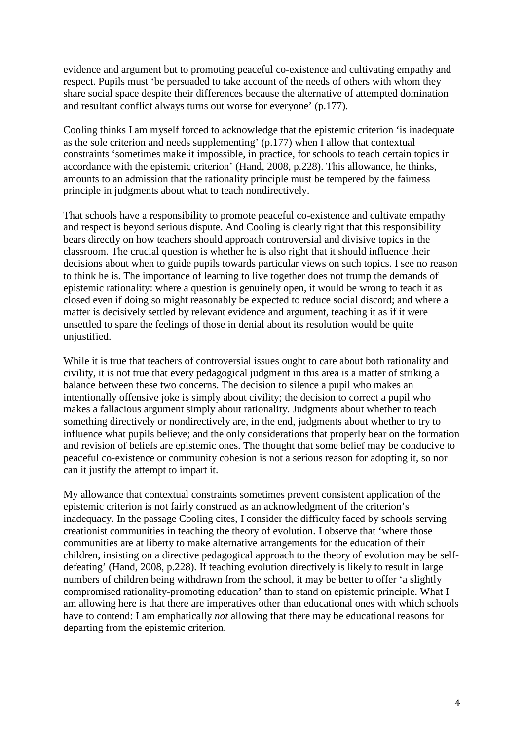evidence and argument but to promoting peaceful co-existence and cultivating empathy and respect. Pupils must 'be persuaded to take account of the needs of others with whom they share social space despite their differences because the alternative of attempted domination and resultant conflict always turns out worse for everyone' (p.177).

Cooling thinks I am myself forced to acknowledge that the epistemic criterion 'is inadequate as the sole criterion and needs supplementing' (p.177) when I allow that contextual constraints 'sometimes make it impossible, in practice, for schools to teach certain topics in accordance with the epistemic criterion' (Hand, 2008, p.228). This allowance, he thinks, amounts to an admission that the rationality principle must be tempered by the fairness principle in judgments about what to teach nondirectively.

That schools have a responsibility to promote peaceful co-existence and cultivate empathy and respect is beyond serious dispute. And Cooling is clearly right that this responsibility bears directly on how teachers should approach controversial and divisive topics in the classroom. The crucial question is whether he is also right that it should influence their decisions about when to guide pupils towards particular views on such topics. I see no reason to think he is. The importance of learning to live together does not trump the demands of epistemic rationality: where a question is genuinely open, it would be wrong to teach it as closed even if doing so might reasonably be expected to reduce social discord; and where a matter is decisively settled by relevant evidence and argument, teaching it as if it were unsettled to spare the feelings of those in denial about its resolution would be quite unjustified.

While it is true that teachers of controversial issues ought to care about both rationality and civility, it is not true that every pedagogical judgment in this area is a matter of striking a balance between these two concerns. The decision to silence a pupil who makes an intentionally offensive joke is simply about civility; the decision to correct a pupil who makes a fallacious argument simply about rationality. Judgments about whether to teach something directively or nondirectively are, in the end, judgments about whether to try to influence what pupils believe; and the only considerations that properly bear on the formation and revision of beliefs are epistemic ones. The thought that some belief may be conducive to peaceful co-existence or community cohesion is not a serious reason for adopting it, so nor can it justify the attempt to impart it.

My allowance that contextual constraints sometimes prevent consistent application of the epistemic criterion is not fairly construed as an acknowledgment of the criterion's inadequacy. In the passage Cooling cites, I consider the difficulty faced by schools serving creationist communities in teaching the theory of evolution. I observe that 'where those communities are at liberty to make alternative arrangements for the education of their children, insisting on a directive pedagogical approach to the theory of evolution may be self-defeating' (Hand, 2008, p.228). If teaching evolution directively is likely to result in large numbers of children being withdrawn from the school, it may be better to offer 'a slightly compromised rationality-promoting education' than to stand on epistemic principle. What I am allowing here is that there are imperatives other than educational ones with which schools have to contend: I am emphatically *not* allowing that there may be educational reasons for departing from the epistemic criterion.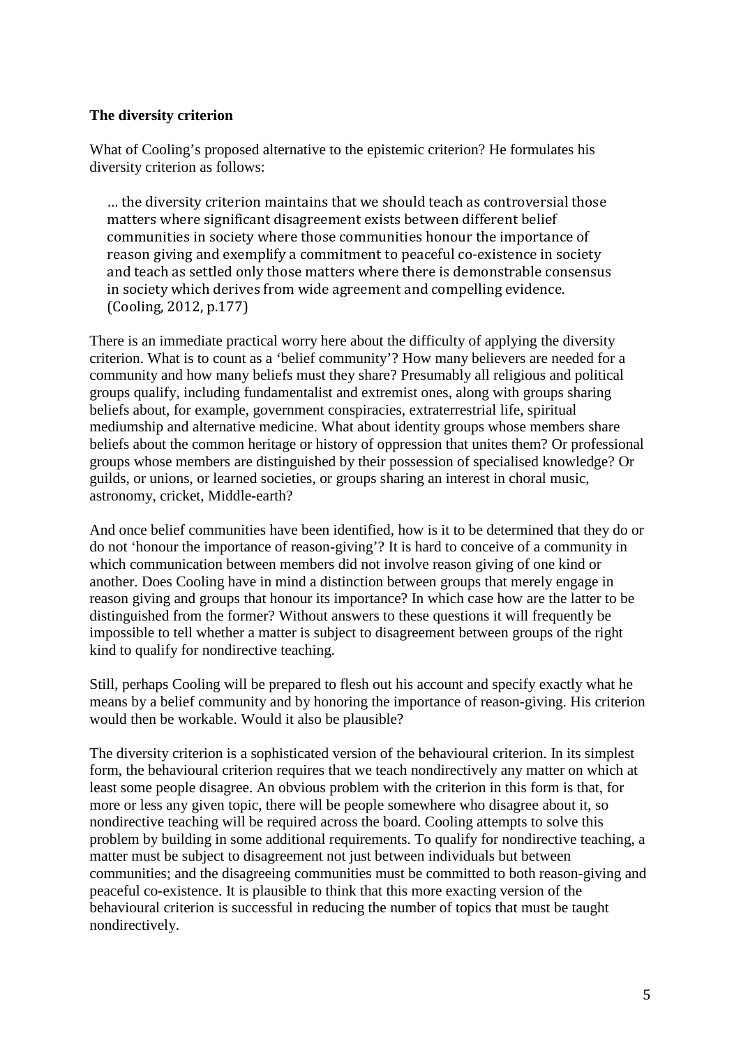**The diversity criterion**

What of Cooling's proposed alternative to the epistemic criterion? He formulates his diversity criterion as follows:

> … the diversity criterion maintains that we should teach as controversial those matters where significant disagreement exists between different belief communities in society where those communities honour the importance of reason giving and exemplify a commitment to peaceful co-existence in society and teach as settled only those matters where there is demonstrable consensus in society which derives from wide agreement and compelling evidence. (Cooling, 2012, p.177)

There is an immediate practical worry here about the difficulty of applying the diversity criterion. What is to count as a 'belief community'? How many believers are needed for a community and how many beliefs must they share? Presumably all religious and political groups qualify, including fundamentalist and extremist ones, along with groups sharing beliefs about, for example, government conspiracies, extraterrestrial life, spiritual mediumship and alternative medicine. What about identity groups whose members share beliefs about the common heritage or history of oppression that unites them? Or professional groups whose members are distinguished by their possession of specialised knowledge? Or guilds, or unions, or learned societies, or groups sharing an interest in choral music, astronomy, cricket, Middle-earth?

And once belief communities have been identified, how is it to be determined that they do or do not 'honour the importance of reason-giving'? It is hard to conceive of a community in which communication between members did not involve reason giving of one kind or another. Does Cooling have in mind a distinction between groups that merely engage in reason giving and groups that honour its importance? In which case how are the latter to be distinguished from the former? Without answers to these questions it will frequently be impossible to tell whether a matter is subject to disagreement between groups of the right kind to qualify for nondirective teaching.

Still, perhaps Cooling will be prepared to flesh out his account and specify exactly what he means by a belief community and by honoring the importance of reason-giving. His criterion would then be workable. Would it also be plausible?

The diversity criterion is a sophisticated version of the behavioural criterion. In its simplest form, the behavioural criterion requires that we teach nondirectively any matter on which at least some people disagree. An obvious problem with the criterion in this form is that, for more or less any given topic, there will be people somewhere who disagree about it, so nondirective teaching will be required across the board. Cooling attempts to solve this problem by building in some additional requirements. To qualify for nondirective teaching, a matter must be subject to disagreement not just between individuals but between communities; and the disagreeing communities must be committed to both reason-giving and peaceful co-existence. It is plausible to think that this more exacting version of the behavioural criterion is successful in reducing the number of topics that must be taught nondirectively.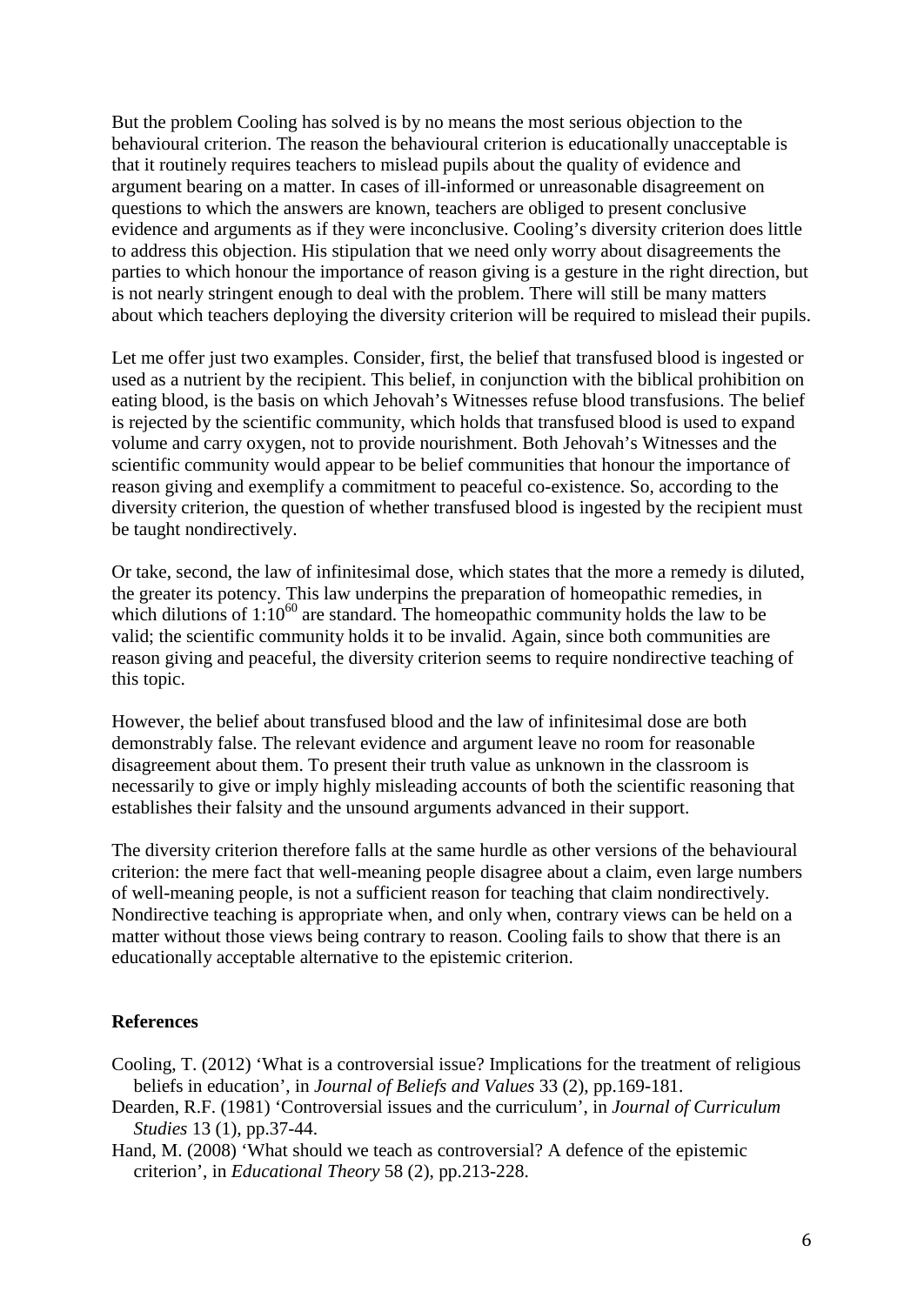But the problem Cooling has solved is by no means the most serious objection to the behavioural criterion. The reason the behavioural criterion is educationally unacceptable is that it routinely requires teachers to mislead pupils about the quality of evidence and argument bearing on a matter. In cases of ill-informed or unreasonable disagreement on questions to which the answers are known, teachers are obliged to present conclusive evidence and arguments as if they were inconclusive. Cooling's diversity criterion does little to address this objection. His stipulation that we need only worry about disagreements the parties to which honour the importance of reason giving is a gesture in the right direction, but is not nearly stringent enough to deal with the problem. There will still be many matters about which teachers deploying the diversity criterion will be required to mislead their pupils.

Let me offer just two examples. Consider, first, the belief that transfused blood is ingested or used as a nutrient by the recipient. This belief, in conjunction with the biblical prohibition on eating blood, is the basis on which Jehovah's Witnesses refuse blood transfusions. The belief is rejected by the scientific community, which holds that transfused blood is used to expand volume and carry oxygen, not to provide nourishment. Both Jehovah's Witnesses and the scientific community would appear to be belief communities that honour the importance of reason giving and exemplify a commitment to peaceful co-existence. So, according to the diversity criterion, the question of whether transfused blood is ingested by the recipient must be taught nondirectively.

Or take, second, the law of infinitesimal dose, which states that the more a remedy is diluted, the greater its potency. This law underpins the preparation of homeopathic remedies, in which dilutions of $1{:}10^{60}$ are standard. The homeopathic community holds the law to be valid; the scientific community holds it to be invalid. Again, since both communities are reason giving and peaceful, the diversity criterion seems to require nondirective teaching of this topic.

However, the belief about transfused blood and the law of infinitesimal dose are both demonstrably false. The relevant evidence and argument leave no room for reasonable disagreement about them. To present their truth value as unknown in the classroom is necessarily to give or imply highly misleading accounts of both the scientific reasoning that establishes their falsity and the unsound arguments advanced in their support.

The diversity criterion therefore falls at the same hurdle as other versions of the behavioural criterion: the mere fact that well-meaning people disagree about a claim, even large numbers of well-meaning people, is not a sufficient reason for teaching that claim nondirectively. Nondirective teaching is appropriate when, and only when, contrary views can be held on a matter without those views being contrary to reason. Cooling fails to show that there is an educationally acceptable alternative to the epistemic criterion.

## References

Cooling, T. (2012) 'What is a controversial issue? Implications for the treatment of religious beliefs in education', in *Journal of Beliefs and Values* 33 (2), pp.169-181.

Dearden, R.F. (1981) 'Controversial issues and the curriculum', in *Journal of Curriculum Studies* 13 (1), pp.37-44.

Hand, M. (2008) 'What should we teach as controversial? A defence of the epistemic criterion', in *Educational Theory* 58 (2), pp.213-228.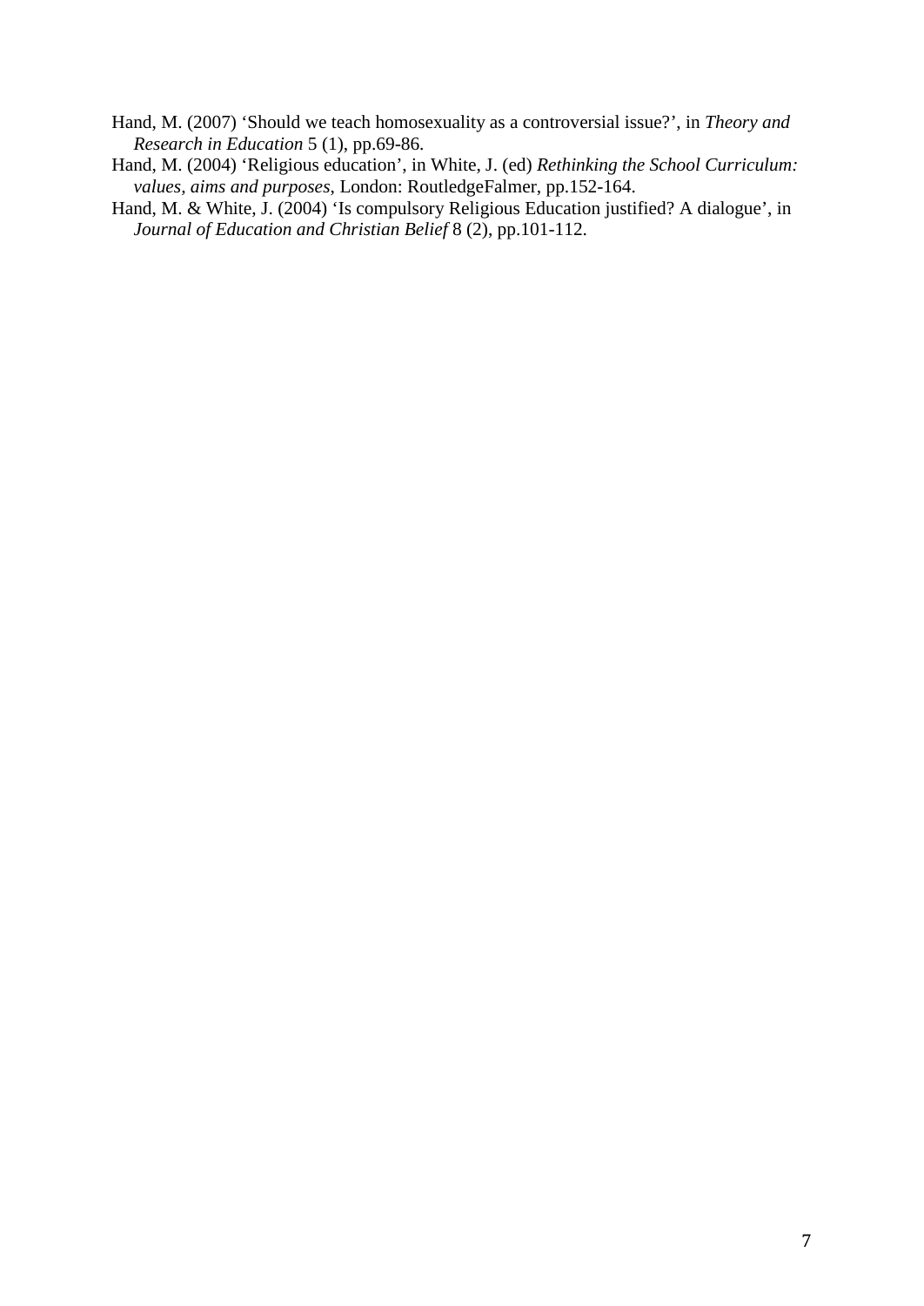Hand, M. (2007) 'Should we teach homosexuality as a controversial issue?', in *Theory and Research in Education* 5 (1), pp.69-86.

Hand, M. (2004) 'Religious education', in White, J. (ed) *Rethinking the School Curriculum: values, aims and purposes*, London: RoutledgeFalmer, pp.152-164.

Hand, M. & White, J. (2004) 'Is compulsory Religious Education justified? A dialogue', in *Journal of Education and Christian Belief* 8 (2), pp.101-112.